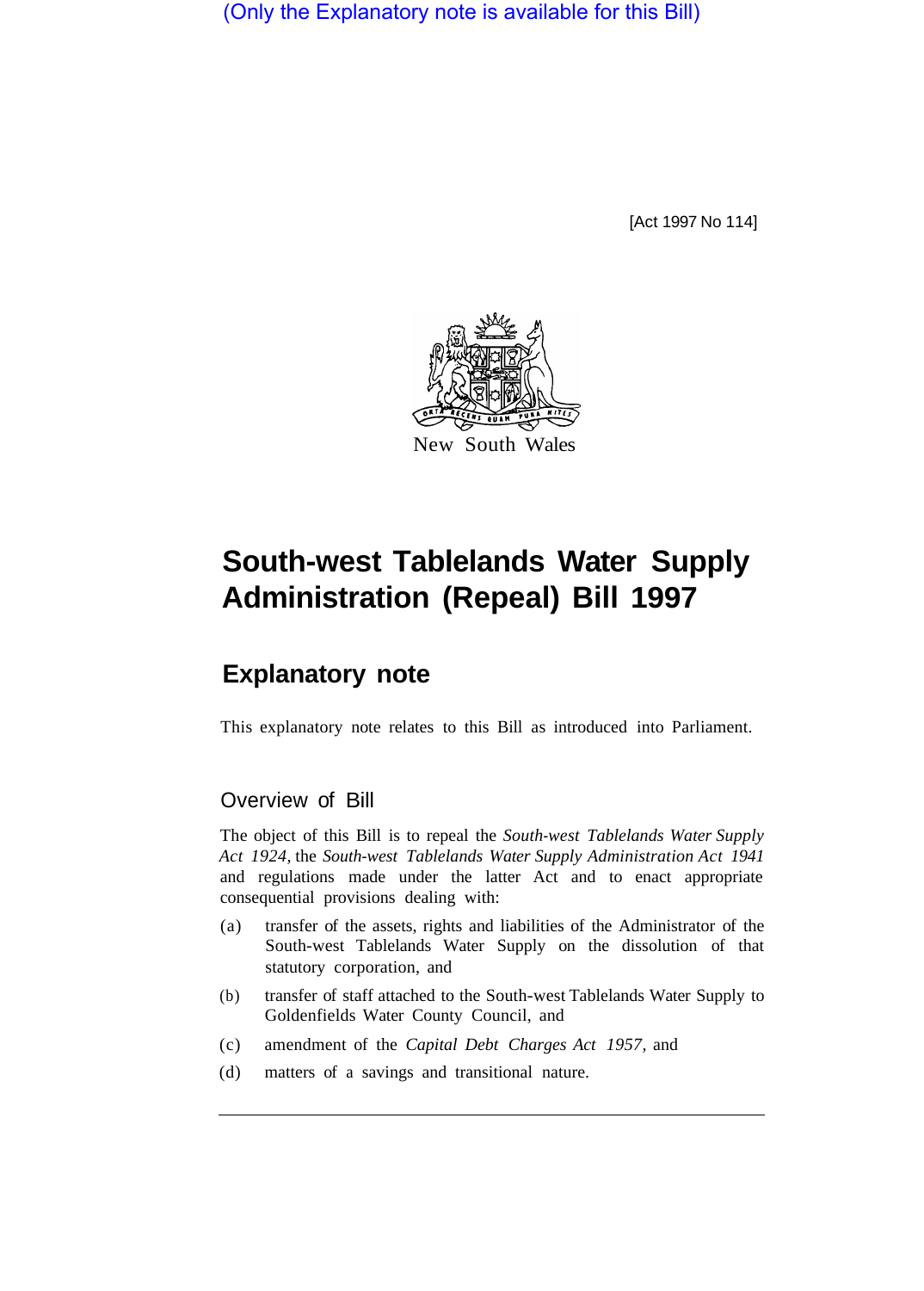(Only the Explanatory note is available for this Bill)

[Act 1997 No 114]

New South Wales

# South-west Tablelands Water Supply Administration (Repeal) Bill 1997

## Explanatory note

This explanatory note relates to this Bill as introduced into Parliament.

### Overview of Bill

The object of this Bill is to repeal the *South-west Tablelands Water Supply Act 1924*, the *South-west Tablelands Water Supply Administration Act 1941* and regulations made under the latter Act and to enact appropriate consequential provisions dealing with:

(a) transfer of the assets, rights and liabilities of the Administrator of the South-west Tablelands Water Supply on the dissolution of that statutory corporation, and

(b) transfer of staff attached to the South-west Tablelands Water Supply to Goldenfields Water County Council, and

(c) amendment of the *Capital Debt Charges Act 1957*, and

(d) matters of a savings and transitional nature.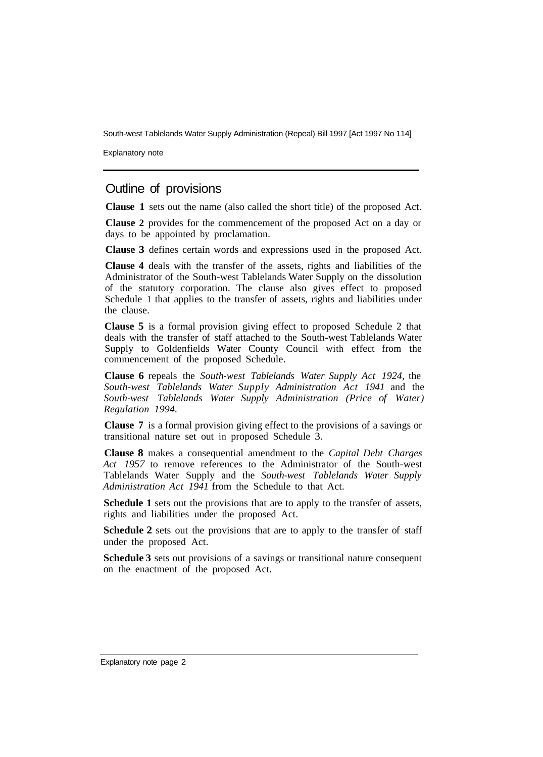## Outline of provisions

**Clause 1** sets out the name (also called the short title) of the proposed Act.

**Clause 2** provides for the commencement of the proposed Act on a day or days to be appointed by proclamation.

**Clause 3** defines certain words and expressions used in the proposed Act.

**Clause 4** deals with the transfer of the assets, rights and liabilities of the Administrator of the South-west Tablelands Water Supply on the dissolution of the statutory corporation. The clause also gives effect to proposed Schedule 1 that applies to the transfer of assets, rights and liabilities under the clause.

**Clause 5** is a formal provision giving effect to proposed Schedule 2 that deals with the transfer of staff attached to the South-west Tablelands Water Supply to Goldenfields Water County Council with effect from the commencement of the proposed Schedule.

**Clause 6** repeals the *South-west Tablelands Water Supply Act 1924*, the *South-west Tablelands Water Supply Administration Act 1941* and the *South-west Tablelands Water Supply Administration (Price of Water) Regulation 1994*.

**Clause 7** is a formal provision giving effect to the provisions of a savings or transitional nature set out in proposed Schedule 3.

**Clause 8** makes a consequential amendment to the *Capital Debt Charges Act 1957* to remove references to the Administrator of the South-west Tablelands Water Supply and the *South-west Tablelands Water Supply Administration Act 1941* from the Schedule to that Act.

**Schedule 1** sets out the provisions that are to apply to the transfer of assets, rights and liabilities under the proposed Act.

**Schedule 2** sets out the provisions that are to apply to the transfer of staff under the proposed Act.

**Schedule 3** sets out provisions of a savings or transitional nature consequent on the enactment of the proposed Act.